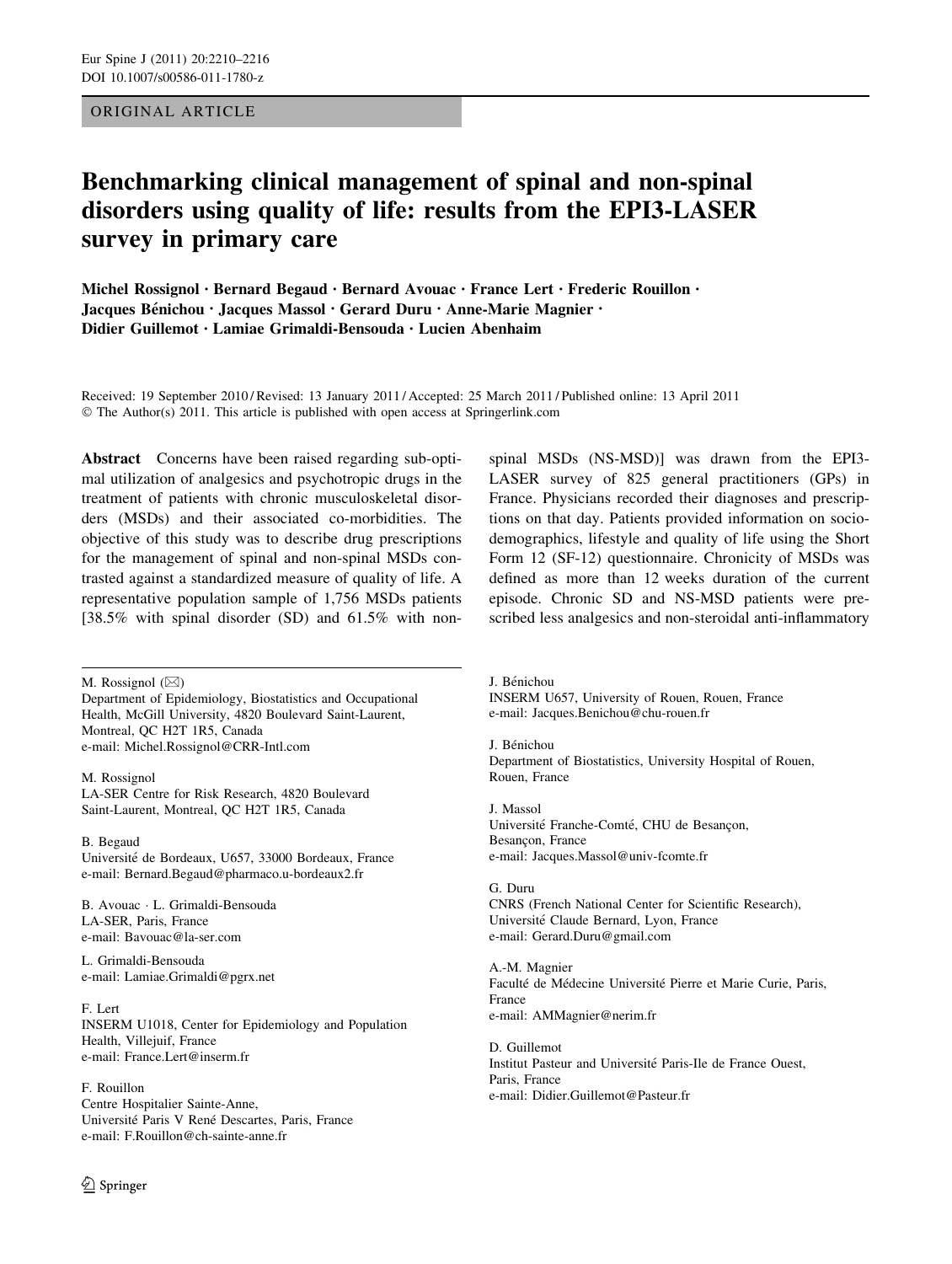ORIGINAL ARTICLE

# Benchmarking clinical management of spinal and non-spinal disorders using quality of life: results from the EPI3-LASER survey in primary care

Michel Rossignol · Bernard Begaud · Bernard Avouac · France Lert · Frederic Rouillon · Jacques Bénichou · Jacques Massol · Gerard Duru · Anne-Marie Magnier · Didier Guillemot · Lamiae Grimaldi-Bensouda · Lucien Abenhaim

Received: 19 September 2010 / Revised: 13 January 2011 / Accepted: 25 March 2011 / Published online: 13 April 2011
© The Author(s) 2011. This article is published with open access at Springerlink.com

**Abstract** Concerns have been raised regarding sub-optimal utilization of analgesics and psychotropic drugs in the treatment of patients with chronic musculoskeletal disorders (MSDs) and their associated co-morbidities. The objective of this study was to describe drug prescriptions for the management of spinal and non-spinal MSDs contrasted against a standardized measure of quality of life. A representative population sample of 1,756 MSDs patients [38.5% with spinal disorder (SD) and 61.5% with non-spinal MSDs (NS-MSD)] was drawn from the EPI3-LASER survey of 825 general practitioners (GPs) in France. Physicians recorded their diagnoses and prescriptions on that day. Patients provided information on socio-demographics, lifestyle and quality of life using the Short Form 12 (SF-12) questionnaire. Chronicity of MSDs was defined as more than 12 weeks duration of the current episode. Chronic SD and NS-MSD patients were prescribed less analgesics and non-steroidal anti-inflammatory

M. Rossignol (✉)
Department of Epidemiology, Biostatistics and Occupational Health, McGill University, 4820 Boulevard Saint-Laurent, Montreal, QC H2T 1R5, Canada
e-mail: Michel.Rossignol@CRR-Intl.com

M. Rossignol
LA-SER Centre for Risk Research, 4820 Boulevard Saint-Laurent, Montreal, QC H2T 1R5, Canada

B. Begaud
Université de Bordeaux, U657, 33000 Bordeaux, France
e-mail: Bernard.Begaud@pharmaco.u-bordeaux2.fr

B. Avouac · L. Grimaldi-Bensouda
LA-SER, Paris, France
e-mail: Bavouac@la-ser.com

L. Grimaldi-Bensouda
e-mail: Lamiae.Grimaldi@pgrx.net

F. Lert
INSERM U1018, Center for Epidemiology and Population Health, Villejuif, France
e-mail: France.Lert@inserm.fr

F. Rouillon
Centre Hospitalier Sainte-Anne, Université Paris V René Descartes, Paris, France
e-mail: F.Rouillon@ch-sainte-anne.fr

J. Bénichou
INSERM U657, University of Rouen, Rouen, France
e-mail: Jacques.Benichou@chu-rouen.fr

J. Bénichou
Department of Biostatistics, University Hospital of Rouen, Rouen, France

J. Massol
Université Franche-Comté, CHU de Besançon, Besançon, France
e-mail: Jacques.Massol@univ-fcomte.fr

G. Duru
CNRS (French National Center for Scientific Research), Université Claude Bernard, Lyon, France
e-mail: Gerard.Duru@gmail.com

A.-M. Magnier
Faculté de Médecine Université Pierre et Marie Curie, Paris, France
e-mail: AMMagnier@nerim.fr

D. Guillemot
Institut Pasteur and Université Paris-Ile de France Ouest, Paris, France
e-mail: Didier.Guillemot@Pasteur.fr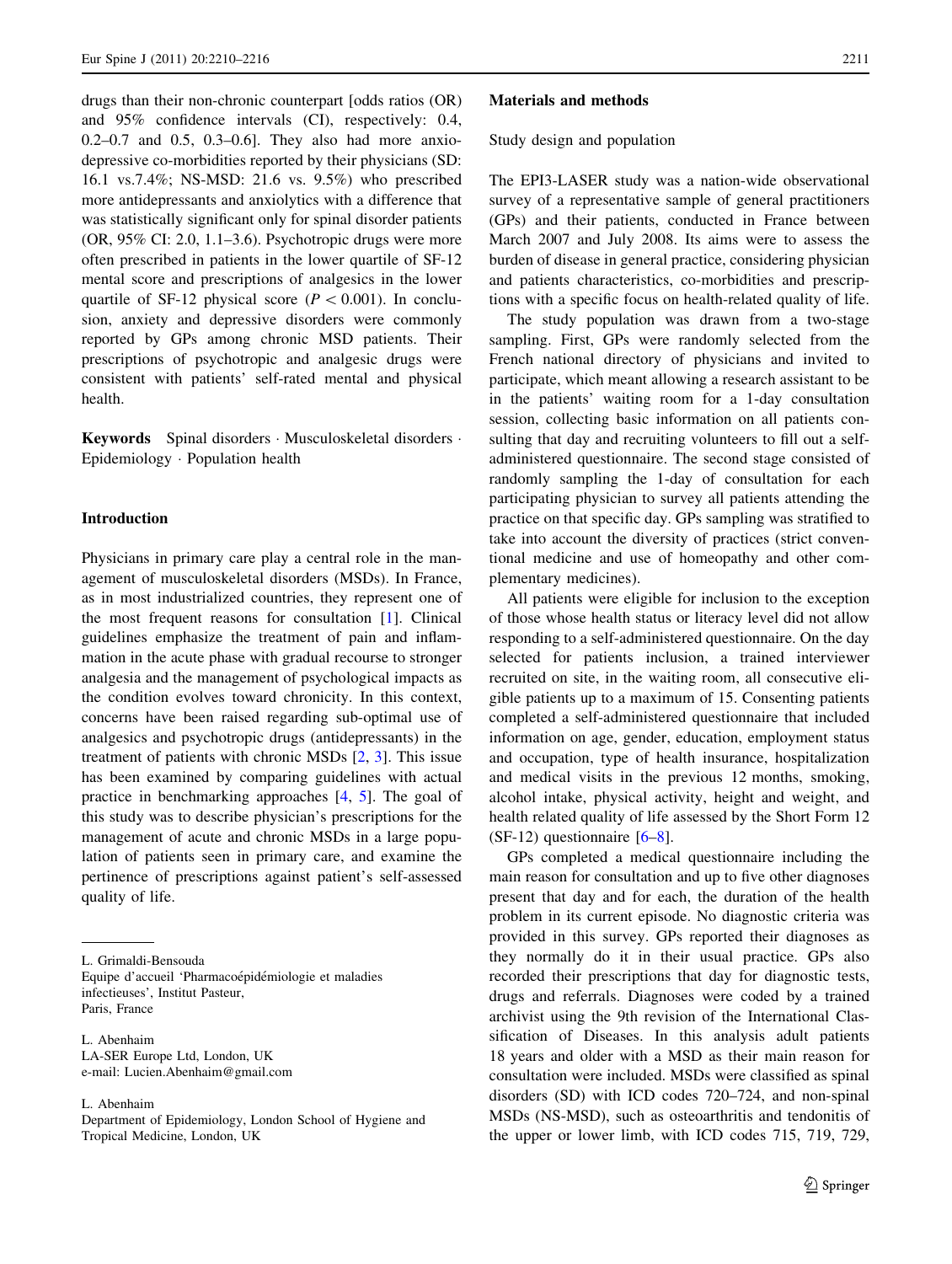drugs than their non-chronic counterpart [odds ratios (OR) and 95% confidence intervals (CI), respectively: 0.4, 0.2–0.7 and 0.5, 0.3–0.6]. They also had more anxio-depressive co-morbidities reported by their physicians (SD: 16.1 vs.7.4%; NS-MSD: 21.6 vs. 9.5%) who prescribed more antidepressants and anxiolytics with a difference that was statistically significant only for spinal disorder patients (OR, 95% CI: 2.0, 1.1–3.6). Psychotropic drugs were more often prescribed in patients in the lower quartile of SF-12 mental score and prescriptions of analgesics in the lower quartile of SF-12 physical score ($P < 0.001$). In conclusion, anxiety and depressive disorders were commonly reported by GPs among chronic MSD patients. Their prescriptions of psychotropic and analgesic drugs were consistent with patients' self-rated mental and physical health.

**Keywords** Spinal disorders · Musculoskeletal disorders · Epidemiology · Population health

## Introduction

Physicians in primary care play a central role in the management of musculoskeletal disorders (MSDs). In France, as in most industrialized countries, they represent one of the most frequent reasons for consultation [1]. Clinical guidelines emphasize the treatment of pain and inflammation in the acute phase with gradual recourse to stronger analgesia and the management of psychological impacts as the condition evolves toward chronicity. In this context, concerns have been raised regarding sub-optimal use of analgesics and psychotropic drugs (antidepressants) in the treatment of patients with chronic MSDs [2, 3]. This issue has been examined by comparing guidelines with actual practice in benchmarking approaches [4, 5]. The goal of this study was to describe physician's prescriptions for the management of acute and chronic MSDs in a large population of patients seen in primary care, and examine the pertinence of prescriptions against patient's self-assessed quality of life.

L. Grimaldi-Bensouda
Equipe d'accueil 'Pharmacoépidémiologie et maladies infectieuses', Institut Pasteur, Paris, France

L. Abenhaim
LA-SER Europe Ltd, London, UK
e-mail: Lucien.Abenhaim@gmail.com

L. Abenhaim
Department of Epidemiology, London School of Hygiene and Tropical Medicine, London, UK

## Materials and methods

### Study design and population

The EPI3-LASER study was a nation-wide observational survey of a representative sample of general practitioners (GPs) and their patients, conducted in France between March 2007 and July 2008. Its aims were to assess the burden of disease in general practice, considering physician and patients characteristics, co-morbidities and prescriptions with a specific focus on health-related quality of life.

The study population was drawn from a two-stage sampling. First, GPs were randomly selected from the French national directory of physicians and invited to participate, which meant allowing a research assistant to be in the patients' waiting room for a 1-day consultation session, collecting basic information on all patients consulting that day and recruiting volunteers to fill out a self-administered questionnaire. The second stage consisted of randomly sampling the 1-day of consultation for each participating physician to survey all patients attending the practice on that specific day. GPs sampling was stratified to take into account the diversity of practices (strict conventional medicine and use of homeopathy and other complementary medicines).

All patients were eligible for inclusion to the exception of those whose health status or literacy level did not allow responding to a self-administered questionnaire. On the day selected for patients inclusion, a trained interviewer recruited on site, in the waiting room, all consecutive eligible patients up to a maximum of 15. Consenting patients completed a self-administered questionnaire that included information on age, gender, education, employment status and occupation, type of health insurance, hospitalization and medical visits in the previous 12 months, smoking, alcohol intake, physical activity, height and weight, and health related quality of life assessed by the Short Form 12 (SF-12) questionnaire [6–8].

GPs completed a medical questionnaire including the main reason for consultation and up to five other diagnoses present that day and for each, the duration of the health problem in its current episode. No diagnostic criteria was provided in this survey. GPs reported their diagnoses as they normally do it in their usual practice. GPs also recorded their prescriptions that day for diagnostic tests, drugs and referrals. Diagnoses were coded by a trained archivist using the 9th revision of the International Classification of Diseases. In this analysis adult patients 18 years and older with a MSD as their main reason for consultation were included. MSDs were classified as spinal disorders (SD) with ICD codes 720–724, and non-spinal MSDs (NS-MSD), such as osteoarthritis and tendonitis of the upper or lower limb, with ICD codes 715, 719, 729,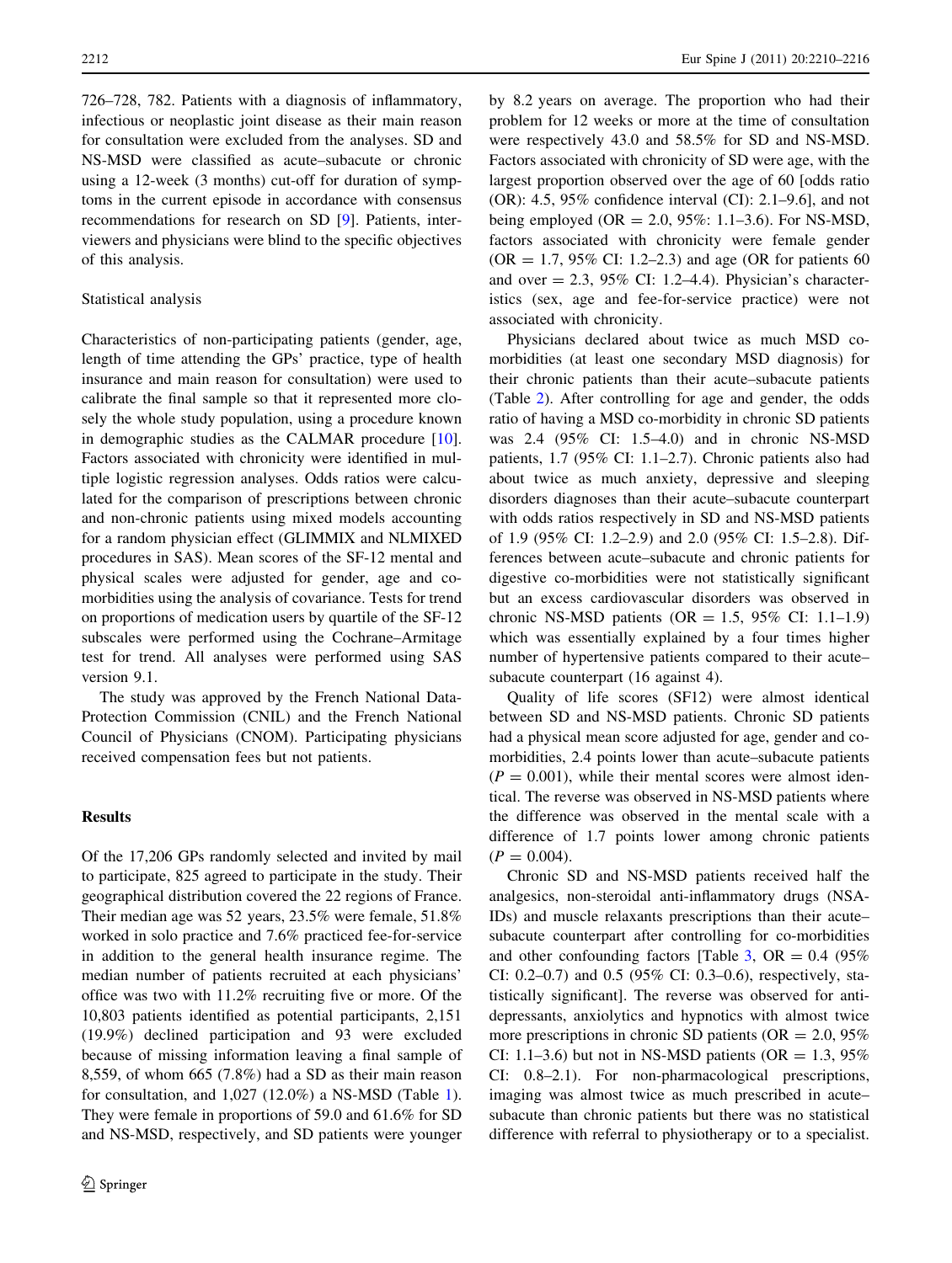726–728, 782. Patients with a diagnosis of inflammatory, infectious or neoplastic joint disease as their main reason for consultation were excluded from the analyses. SD and NS-MSD were classified as acute–subacute or chronic using a 12-week (3 months) cut-off for duration of symptoms in the current episode in accordance with consensus recommendations for research on SD [9]. Patients, interviewers and physicians were blind to the specific objectives of this analysis.

### Statistical analysis

Characteristics of non-participating patients (gender, age, length of time attending the GPs' practice, type of health insurance and main reason for consultation) were used to calibrate the final sample so that it represented more closely the whole study population, using a procedure known in demographic studies as the CALMAR procedure [10]. Factors associated with chronicity were identified in multiple logistic regression analyses. Odds ratios were calculated for the comparison of prescriptions between chronic and non-chronic patients using mixed models accounting for a random physician effect (GLIMMIX and NLMIXED procedures in SAS). Mean scores of the SF-12 mental and physical scales were adjusted for gender, age and co-morbidities using the analysis of covariance. Tests for trend on proportions of medication users by quartile of the SF-12 subscales were performed using the Cochrane–Armitage test for trend. All analyses were performed using SAS version 9.1.

The study was approved by the French National Data-Protection Commission (CNIL) and the French National Council of Physicians (CNOM). Participating physicians received compensation fees but not patients.

## Results

Of the 17,206 GPs randomly selected and invited by mail to participate, 825 agreed to participate in the study. Their geographical distribution covered the 22 regions of France. Their median age was 52 years, 23.5% were female, 51.8% worked in solo practice and 7.6% practiced fee-for-service in addition to the general health insurance regime. The median number of patients recruited at each physicians' office was two with 11.2% recruiting five or more. Of the 10,803 patients identified as potential participants, 2,151 (19.9%) declined participation and 93 were excluded because of missing information leaving a final sample of 8,559, of whom 665 (7.8%) had a SD as their main reason for consultation, and 1,027 (12.0%) a NS-MSD (Table 1). They were female in proportions of 59.0 and 61.6% for SD and NS-MSD, respectively, and SD patients were younger by 8.2 years on average. The proportion who had their problem for 12 weeks or more at the time of consultation were respectively 43.0 and 58.5% for SD and NS-MSD. Factors associated with chronicity of SD were age, with the largest proportion observed over the age of 60 [odds ratio (OR): 4.5, 95% confidence interval (CI): 2.1–9.6], and not being employed (OR = 2.0, 95%: 1.1–3.6). For NS-MSD, factors associated with chronicity were female gender (OR = 1.7, 95% CI: 1.2–2.3) and age (OR for patients 60 and over = 2.3, 95% CI: 1.2–4.4). Physician's characteristics (sex, age and fee-for-service practice) were not associated with chronicity.

Physicians declared about twice as much MSD co-morbidities (at least one secondary MSD diagnosis) for their chronic patients than their acute–subacute patients (Table 2). After controlling for age and gender, the odds ratio of having a MSD co-morbidity in chronic SD patients was 2.4 (95% CI: 1.5–4.0) and in chronic NS-MSD patients, 1.7 (95% CI: 1.1–2.7). Chronic patients also had about twice as much anxiety, depressive and sleeping disorders diagnoses than their acute–subacute counterpart with odds ratios respectively in SD and NS-MSD patients of 1.9 (95% CI: 1.2–2.9) and 2.0 (95% CI: 1.5–2.8). Differences between acute–subacute and chronic patients for digestive co-morbidities were not statistically significant but an excess cardiovascular disorders was observed in chronic NS-MSD patients (OR = 1.5, 95% CI: 1.1–1.9) which was essentially explained by a four times higher number of hypertensive patients compared to their acute–subacute counterpart (16 against 4).

Quality of life scores (SF12) were almost identical between SD and NS-MSD patients. Chronic SD patients had a physical mean score adjusted for age, gender and co-morbidities, 2.4 points lower than acute–subacute patients ($P = 0.001$), while their mental scores were almost identical. The reverse was observed in NS-MSD patients where the difference was observed in the mental scale with a difference of 1.7 points lower among chronic patients ($P = 0.004$).

Chronic SD and NS-MSD patients received half the analgesics, non-steroidal anti-inflammatory drugs (NSAIDs) and muscle relaxants prescriptions than their acute–subacute counterpart after controlling for co-morbidities and other confounding factors [Table 3, OR = 0.4 (95% CI: 0.2–0.7) and 0.5 (95% CI: 0.3–0.6), respectively, statistically significant]. The reverse was observed for antidepressants, anxiolytics and hypnotics with almost twice more prescriptions in chronic SD patients (OR = 2.0, 95% CI: 1.1–3.6) but not in NS-MSD patients (OR = 1.3, 95% CI: 0.8–2.1). For non-pharmacological prescriptions, imaging was almost twice as much prescribed in acute–subacute than chronic patients but there was no statistical difference with referral to physiotherapy or to a specialist.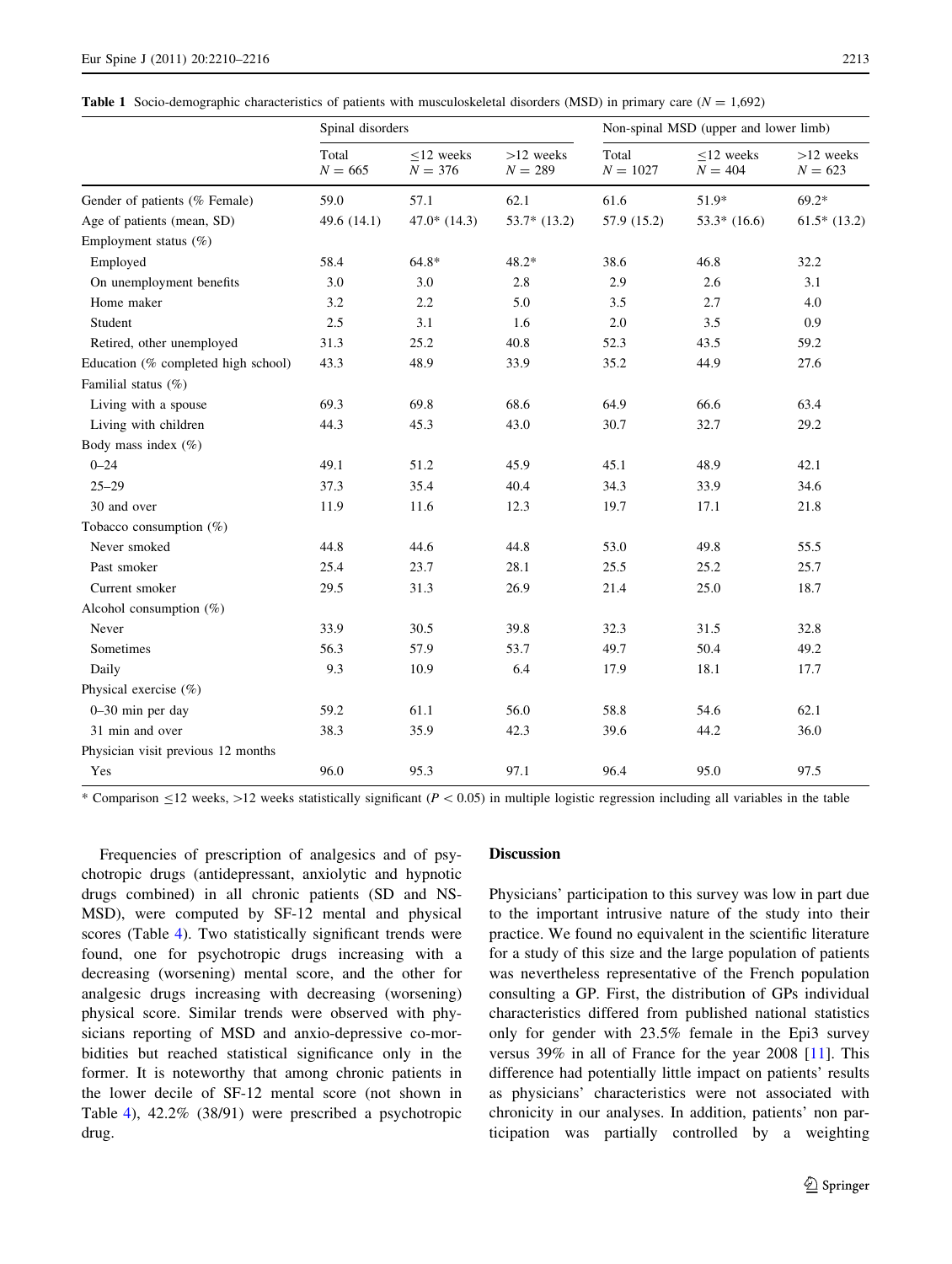**Table 1** Socio-demographic characteristics of patients with musculoskeletal disorders (MSD) in primary care ($N = 1{,}692$)

| | Spinal disorders | | | Non-spinal MSD (upper and lower limb) | | |
|---|---|---|---|---|---|---|
| | Total $N = 665$ | ≤12 weeks $N = 376$ | >12 weeks $N = 289$ | Total $N = 1027$ | ≤12 weeks $N = 404$ | >12 weeks $N = 623$ |
| Gender of patients (% Female) | 59.0 | 57.1 | 62.1 | 61.6 | 51.9* | 69.2* |
| Age of patients (mean, SD) | 49.6 (14.1) | 47.0* (14.3) | 53.7* (13.2) | 57.9 (15.2) | 53.3* (16.6) | 61.5* (13.2) |
| Employment status (%) | | | | | | |
| Employed | 58.4 | 64.8* | 48.2* | 38.6 | 46.8 | 32.2 |
| On unemployment benefits | 3.0 | 3.0 | 2.8 | 2.9 | 2.6 | 3.1 |
| Home maker | 3.2 | 2.2 | 5.0 | 3.5 | 2.7 | 4.0 |
| Student | 2.5 | 3.1 | 1.6 | 2.0 | 3.5 | 0.9 |
| Retired, other unemployed | 31.3 | 25.2 | 40.8 | 52.3 | 43.5 | 59.2 |
| Education (% completed high school) | 43.3 | 48.9 | 33.9 | 35.2 | 44.9 | 27.6 |
| Familial status (%) | | | | | | |
| Living with a spouse | 69.3 | 69.8 | 68.6 | 64.9 | 66.6 | 63.4 |
| Living with children | 44.3 | 45.3 | 43.0 | 30.7 | 32.7 | 29.2 |
| Body mass index (%) | | | | | | |
| 0–24 | 49.1 | 51.2 | 45.9 | 45.1 | 48.9 | 42.1 |
| 25–29 | 37.3 | 35.4 | 40.4 | 34.3 | 33.9 | 34.6 |
| 30 and over | 11.9 | 11.6 | 12.3 | 19.7 | 17.1 | 21.8 |
| Tobacco consumption (%) | | | | | | |
| Never smoked | 44.8 | 44.6 | 44.8 | 53.0 | 49.8 | 55.5 |
| Past smoker | 25.4 | 23.7 | 28.1 | 25.5 | 25.2 | 25.7 |
| Current smoker | 29.5 | 31.3 | 26.9 | 21.4 | 25.0 | 18.7 |
| Alcohol consumption (%) | | | | | | |
| Never | 33.9 | 30.5 | 39.8 | 32.3 | 31.5 | 32.8 |
| Sometimes | 56.3 | 57.9 | 53.7 | 49.7 | 50.4 | 49.2 |
| Daily | 9.3 | 10.9 | 6.4 | 17.9 | 18.1 | 17.7 |
| Physical exercise (%) | | | | | | |
| 0–30 min per day | 59.2 | 61.1 | 56.0 | 58.8 | 54.6 | 62.1 |
| 31 min and over | 38.3 | 35.9 | 42.3 | 39.6 | 44.2 | 36.0 |
| Physician visit previous 12 months | | | | | | |
| Yes | 96.0 | 95.3 | 97.1 | 96.4 | 95.0 | 97.5 |

* Comparison ≤12 weeks, >12 weeks statistically significant ($P < 0.05$) in multiple logistic regression including all variables in the table

Frequencies of prescription of analgesics and of psychotropic drugs (antidepressant, anxiolytic and hypnotic drugs combined) in all chronic patients (SD and NS-MSD), were computed by SF-12 mental and physical scores (Table 4). Two statistically significant trends were found, one for psychotropic drugs increasing with a decreasing (worsening) mental score, and the other for analgesic drugs increasing with decreasing (worsening) physical score. Similar trends were observed with physicians reporting of MSD and anxio-depressive co-morbidities but reached statistical significance only in the former. It is noteworthy that among chronic patients in the lower decile of SF-12 mental score (not shown in Table 4), 42.2% (38/91) were prescribed a psychotropic drug.

## Discussion

Physicians' participation to this survey was low in part due to the important intrusive nature of the study into their practice. We found no equivalent in the scientific literature for a study of this size and the large population of patients was nevertheless representative of the French population consulting a GP. First, the distribution of GPs individual characteristics differed from published national statistics only for gender with 23.5% female in the Epi3 survey versus 39% in all of France for the year 2008 [11]. This difference had potentially little impact on patients' results as physicians' characteristics were not associated with chronicity in our analyses. In addition, patients' non participation was partially controlled by a weighting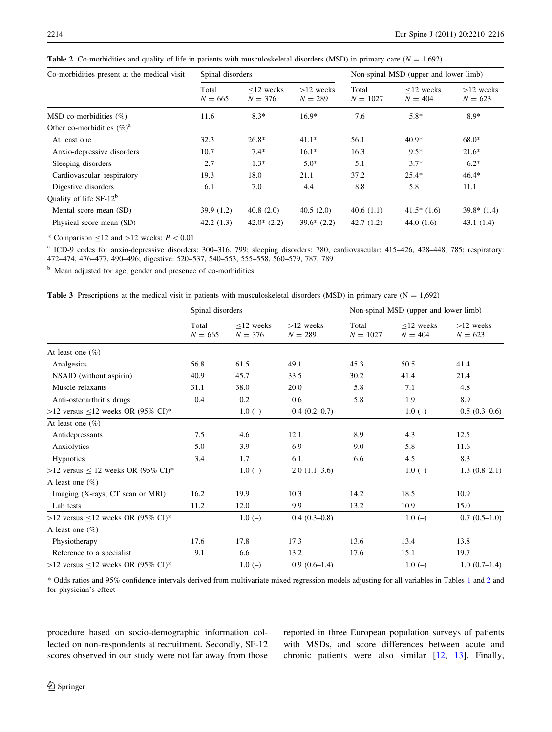**Table 2** Co-morbidities and quality of life in patients with musculoskeletal disorders (MSD) in primary care ($N = 1{,}692$)

| Co-morbidities present at the medical visit | Spinal disorders | | | Non-spinal MSD (upper and lower limb) | | |
|---|---|---|---|---|---|---|
| | Total $N = 665$ | ≤12 weeks $N = 376$ | >12 weeks $N = 289$ | Total $N = 1027$ | ≤12 weeks $N = 404$ | >12 weeks $N = 623$ |
| MSD co-morbidities (%) | 11.6 | 8.3* | 16.9* | 7.6 | 5.8* | 8.9* |
| Other co-morbidities (%)[a] | | | | | | |
| At least one | 32.3 | 26.8* | 41.1* | 56.1 | 40.9* | 68.0* |
| Anxio-depressive disorders | 10.7 | 7.4* | 16.1* | 16.3 | 9.5* | 21.6* |
| Sleeping disorders | 2.7 | 1.3* | 5.0* | 5.1 | 3.7* | 6.2* |
| Cardiovascular–respiratory | 19.3 | 18.0 | 21.1 | 37.2 | 25.4* | 46.4* |
| Digestive disorders | 6.1 | 7.0 | 4.4 | 8.8 | 5.8 | 11.1 |
| Quality of life SF-12[b] | | | | | | |
| Mental score mean (SD) | 39.9 (1.2) | 40.8 (2.0) | 40.5 (2.0) | 40.6 (1.1) | 41.5* (1.6) | 39.8* (1.4) |
| Physical score mean (SD) | 42.2 (1.3) | 42.0* (2.2) | 39.6* (2.2) | 42.7 (1.2) | 44.0 (1.6) | 43.1 (1.4) |

* Comparison ≤12 and >12 weeks: $P < 0.01$

[a] ICD-9 codes for anxio-depressive disorders: 300–316, 799; sleeping disorders: 780; cardiovascular: 415–426, 428–448, 785; respiratory: 472–474, 476–477, 490–496; digestive: 520–537, 540–553, 555–558, 560–579, 787, 789

[b] Mean adjusted for age, gender and presence of co-morbidities

**Table 3** Prescriptions at the medical visit in patients with musculoskeletal disorders (MSD) in primary care (N = 1,692)

| | Spinal disorders | | | Non-spinal MSD (upper and lower limb) | | |
|---|---|---|---|---|---|---|
| | Total $N = 665$ | ≤12 weeks $N = 376$ | >12 weeks $N = 289$ | Total $N = 1027$ | ≤12 weeks $N = 404$ | >12 weeks $N = 623$ |
| At least one (%) | | | | | | |
| Analgesics | 56.8 | 61.5 | 49.1 | 45.3 | 50.5 | 41.4 |
| NSAID (without aspirin) | 40.9 | 45.7 | 33.5 | 30.2 | 41.4 | 21.4 |
| Muscle relaxants | 31.1 | 38.0 | 20.0 | 5.8 | 7.1 | 4.8 |
| Anti-osteoarthritis drugs | 0.4 | 0.2 | 0.6 | 5.8 | 1.9 | 8.9 |
| >12 versus ≤12 weeks OR (95% CI)* | | 1.0 (–) | 0.4 (0.2–0.7) | | 1.0 (–) | 0.5 (0.3–0.6) |
| At least one (%) | | | | | | |
| Antidepressants | 7.5 | 4.6 | 12.1 | 8.9 | 4.3 | 12.5 |
| Anxiolytics | 5.0 | 3.9 | 6.9 | 9.0 | 5.8 | 11.6 |
| Hypnotics | 3.4 | 1.7 | 6.1 | 6.6 | 4.5 | 8.3 |
| >12 versus ≤ 12 weeks OR (95% CI)* | | 1.0 (–) | 2.0 (1.1–3.6) | | 1.0 (–) | 1.3 (0.8–2.1) |
| A least one (%) | | | | | | |
| Imaging (X-rays, CT scan or MRI) | 16.2 | 19.9 | 10.3 | 14.2 | 18.5 | 10.9 |
| Lab tests | 11.2 | 12.0 | 9.9 | 13.2 | 10.9 | 15.0 |
| >12 versus ≤12 weeks OR (95% CI)* | | 1.0 (–) | 0.4 (0.3–0.8) | | 1.0 (–) | 0.7 (0.5–1.0) |
| A least one (%) | | | | | | |
| Physiotherapy | 17.6 | 17.8 | 17.3 | 13.6 | 13.4 | 13.8 |
| Reference to a specialist | 9.1 | 6.6 | 13.2 | 17.6 | 15.1 | 19.7 |
| >12 versus ≤12 weeks OR (95% CI)* | | 1.0 (–) | 0.9 (0.6–1.4) | | 1.0 (–) | 1.0 (0.7–1.4) |

* Odds ratios and 95% confidence intervals derived from multivariate mixed regression models adjusting for all variables in Tables 1 and 2 and for physician's effect

procedure based on socio-demographic information collected on non-respondents at recruitment. Secondly, SF-12 scores observed in our study were not far away from those reported in three European population surveys of patients with MSDs, and score differences between acute and chronic patients were also similar [12, 13]. Finally,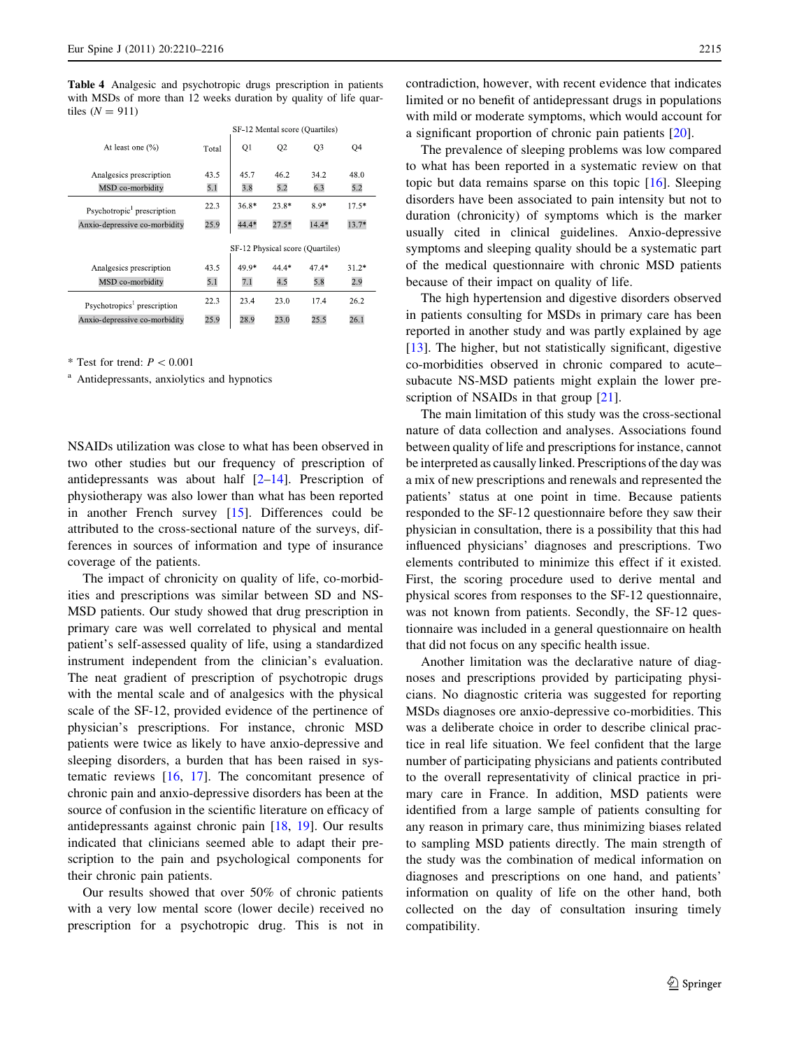**Table 4** Analgesic and psychotropic drugs prescription in patients with MSDs of more than 12 weeks duration by quality of life quartiles ($N = 911$)

| At least one (%) | Total | SF-12 Mental score (Quartiles) | | | |
|---|---|---|---|---|---|
| | | Q1 | Q2 | Q3 | Q4 |
| Analgesics prescription | 43.5 | 45.7 | 46.2 | 34.2 | 48.0 |
| MSD co-morbidity | 5.1 | 3.8 | 5.2 | 6.3 | 5.2 |
| Psychotropic[a] prescription | 22.3 | 36.8* | 23.8* | 8.9* | 17.5* |
| Anxio-depressive co-morbidity | 25.9 | 44.4* | 27.5* | 14.4* | 13.7* |
| | | **SF-12 Physical score (Quartiles)** | | | |
| Analgesics prescription | 43.5 | 49.9* | 44.4* | 47.4* | 31.2* |
| MSD co-morbidity | 5.1 | 7.1 | 4.5 | 5.8 | 2.9 |
| Psychotropics[a] prescription | 22.3 | 23.4 | 23.0 | 17.4 | 26.2 |
| Anxio-depressive co-morbidity | 25.9 | 28.9 | 23.0 | 25.5 | 26.1 |

\* Test for trend: $P < 0.001$

[a] Antidepressants, anxiolytics and hypnotics

NSAIDs utilization was close to what has been observed in two other studies but our frequency of prescription of antidepressants was about half [2–14]. Prescription of physiotherapy was also lower than what has been reported in another French survey [15]. Differences could be attributed to the cross-sectional nature of the surveys, differences in sources of information and type of insurance coverage of the patients.

The impact of chronicity on quality of life, co-morbidities and prescriptions was similar between SD and NS-MSD patients. Our study showed that drug prescription in primary care was well correlated to physical and mental patient's self-assessed quality of life, using a standardized instrument independent from the clinician's evaluation. The neat gradient of prescription of psychotropic drugs with the mental scale and of analgesics with the physical scale of the SF-12, provided evidence of the pertinence of physician's prescriptions. For instance, chronic MSD patients were twice as likely to have anxio-depressive and sleeping disorders, a burden that has been raised in systematic reviews [16, 17]. The concomitant presence of chronic pain and anxio-depressive disorders has been at the source of confusion in the scientific literature on efficacy of antidepressants against chronic pain [18, 19]. Our results indicated that clinicians seemed able to adapt their prescription to the pain and psychological components for their chronic pain patients.

Our results showed that over 50% of chronic patients with a very low mental score (lower decile) received no prescription for a psychotropic drug. This is not in contradiction, however, with recent evidence that indicates limited or no benefit of antidepressant drugs in populations with mild or moderate symptoms, which would account for a significant proportion of chronic pain patients [20].

The prevalence of sleeping problems was low compared to what has been reported in a systematic review on that topic but data remains sparse on this topic [16]. Sleeping disorders have been associated to pain intensity but not to duration (chronicity) of symptoms which is the marker usually cited in clinical guidelines. Anxio-depressive symptoms and sleeping quality should be a systematic part of the medical questionnaire with chronic MSD patients because of their impact on quality of life.

The high hypertension and digestive disorders observed in patients consulting for MSDs in primary care has been reported in another study and was partly explained by age [13]. The higher, but not statistically significant, digestive co-morbidities observed in chronic compared to acute–subacute NS-MSD patients might explain the lower prescription of NSAIDs in that group [21].

The main limitation of this study was the cross-sectional nature of data collection and analyses. Associations found between quality of life and prescriptions for instance, cannot be interpreted as causally linked. Prescriptions of the day was a mix of new prescriptions and renewals and represented the patients' status at one point in time. Because patients responded to the SF-12 questionnaire before they saw their physician in consultation, there is a possibility that this had influenced physicians' diagnoses and prescriptions. Two elements contributed to minimize this effect if it existed. First, the scoring procedure used to derive mental and physical scores from responses to the SF-12 questionnaire, was not known from patients. Secondly, the SF-12 questionnaire was included in a general questionnaire on health that did not focus on any specific health issue.

Another limitation was the declarative nature of diagnoses and prescriptions provided by participating physicians. No diagnostic criteria was suggested for reporting MSDs diagnoses ore anxio-depressive co-morbidities. This was a deliberate choice in order to describe clinical practice in real life situation. We feel confident that the large number of participating physicians and patients contributed to the overall representativity of clinical practice in primary care in France. In addition, MSD patients were identified from a large sample of patients consulting for any reason in primary care, thus minimizing biases related to sampling MSD patients directly. The main strength of the study was the combination of medical information on diagnoses and prescriptions on one hand, and patients' information on quality of life on the other hand, both collected on the day of consultation insuring timely compatibility.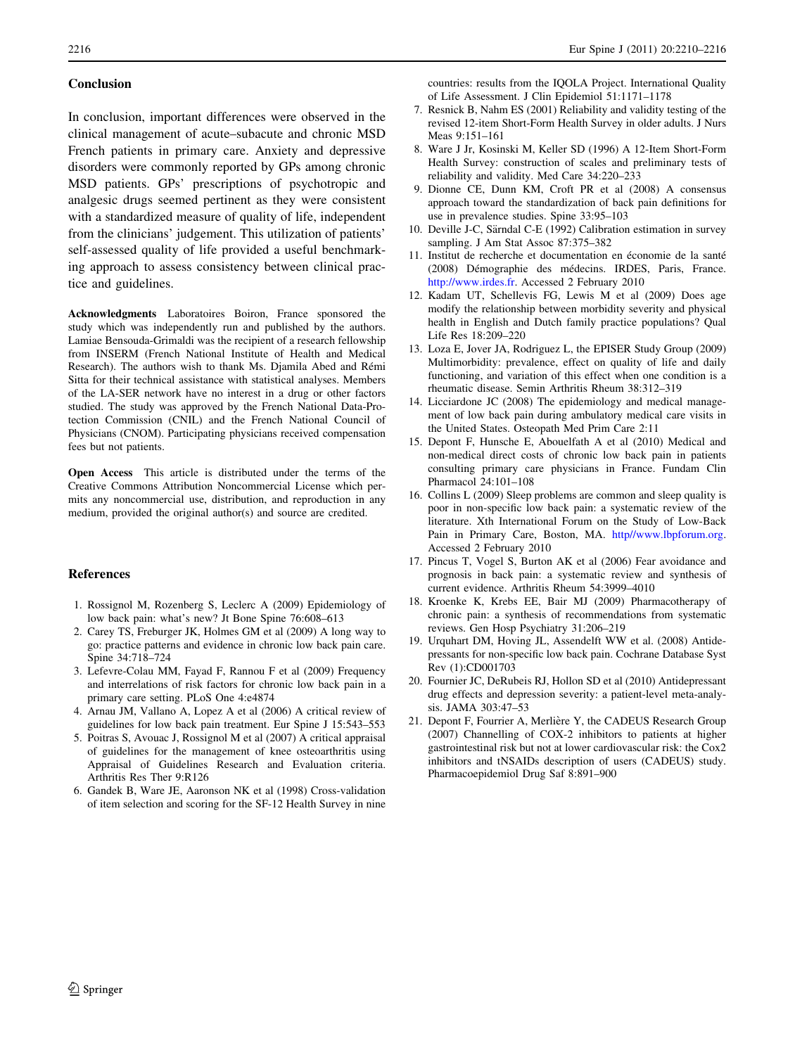## Conclusion

In conclusion, important differences were observed in the clinical management of acute–subacute and chronic MSD French patients in primary care. Anxiety and depressive disorders were commonly reported by GPs among chronic MSD patients. GPs' prescriptions of psychotropic and analgesic drugs seemed pertinent as they were consistent with a standardized measure of quality of life, independent from the clinicians' judgement. This utilization of patients' self-assessed quality of life provided a useful benchmarking approach to assess consistency between clinical practice and guidelines.

**Acknowledgments** Laboratoires Boiron, France sponsored the study which was independently run and published by the authors. Lamiae Bensouda-Grimaldi was the recipient of a research fellowship from INSERM (French National Institute of Health and Medical Research). The authors wish to thank Ms. Djamila Abed and Rémi Sitta for their technical assistance with statistical analyses. Members of the LA-SER network have no interest in a drug or other factors studied. The study was approved by the French National Data-Protection Commission (CNIL) and the French National Council of Physicians (CNOM). Participating physicians received compensation fees but not patients.

**Open Access** This article is distributed under the terms of the Creative Commons Attribution Noncommercial License which permits any noncommercial use, distribution, and reproduction in any medium, provided the original author(s) and source are credited.

## References

1. Rossignol M, Rozenberg S, Leclerc A (2009) Epidemiology of low back pain: what's new? Jt Bone Spine 76:608–613
2. Carey TS, Freburger JK, Holmes GM et al (2009) A long way to go: practice patterns and evidence in chronic low back pain care. Spine 34:718–724
3. Lefevre-Colau MM, Fayad F, Rannou F et al (2009) Frequency and interrelations of risk factors for chronic low back pain in a primary care setting. PLoS One 4:e4874
4. Arnau JM, Vallano A, Lopez A et al (2006) A critical review of guidelines for low back pain treatment. Eur Spine J 15:543–553
5. Poitras S, Avouac J, Rossignol M et al (2007) A critical appraisal of guidelines for the management of knee osteoarthritis using Appraisal of Guidelines Research and Evaluation criteria. Arthritis Res Ther 9:R126
6. Gandek B, Ware JE, Aaronson NK et al (1998) Cross-validation of item selection and scoring for the SF-12 Health Survey in nine countries: results from the IQOLA Project. International Quality of Life Assessment. J Clin Epidemiol 51:1171–1178
7. Resnick B, Nahm ES (2001) Reliability and validity testing of the revised 12-item Short-Form Health Survey in older adults. J Nurs Meas 9:151–161
8. Ware J Jr, Kosinski M, Keller SD (1996) A 12-Item Short-Form Health Survey: construction of scales and preliminary tests of reliability and validity. Med Care 34:220–233
9. Dionne CE, Dunn KM, Croft PR et al (2008) A consensus approach toward the standardization of back pain definitions for use in prevalence studies. Spine 33:95–103
10. Deville J-C, Särndal C-E (1992) Calibration estimation in survey sampling. J Am Stat Assoc 87:375–382
11. Institut de recherche et documentation en économie de la santé (2008) Démographie des médecins. IRDES, Paris, France. http://www.irdes.fr. Accessed 2 February 2010
12. Kadam UT, Schellevis FG, Lewis M et al (2009) Does age modify the relationship between morbidity severity and physical health in English and Dutch family practice populations? Qual Life Res 18:209–220
13. Loza E, Jover JA, Rodriguez L, the EPISER Study Group (2009) Multimorbidity: prevalence, effect on quality of life and daily functioning, and variation of this effect when one condition is a rheumatic disease. Semin Arthritis Rheum 38:312–319
14. Licciardone JC (2008) The epidemiology and medical management of low back pain during ambulatory medical care visits in the United States. Osteopath Med Prim Care 2:11
15. Depont F, Hunsche E, Abouelfath A et al (2010) Medical and non-medical direct costs of chronic low back pain in patients consulting primary care physicians in France. Fundam Clin Pharmacol 24:101–108
16. Collins L (2009) Sleep problems are common and sleep quality is poor in non-specific low back pain: a systematic review of the literature. Xth International Forum on the Study of Low-Back Pain in Primary Care, Boston, MA. http//www.lbpforum.org. Accessed 2 February 2010
17. Pincus T, Vogel S, Burton AK et al (2006) Fear avoidance and prognosis in back pain: a systematic review and synthesis of current evidence. Arthritis Rheum 54:3999–4010
18. Kroenke K, Krebs EE, Bair MJ (2009) Pharmacotherapy of chronic pain: a synthesis of recommendations from systematic reviews. Gen Hosp Psychiatry 31:206–219
19. Urquhart DM, Hoving JL, Assendelft WW et al. (2008) Antidepressants for non-specific low back pain. Cochrane Database Syst Rev (1):CD001703
20. Fournier JC, DeRubeis RJ, Hollon SD et al (2010) Antidepressant drug effects and depression severity: a patient-level meta-analysis. JAMA 303:47–53
21. Depont F, Fourrier A, Merlière Y, the CADEUS Research Group (2007) Channelling of COX-2 inhibitors to patients at higher gastrointestinal risk but not at lower cardiovascular risk: the Cox2 inhibitors and tNSAIDs description of users (CADEUS) study. Pharmacoepidemiol Drug Saf 8:891–900